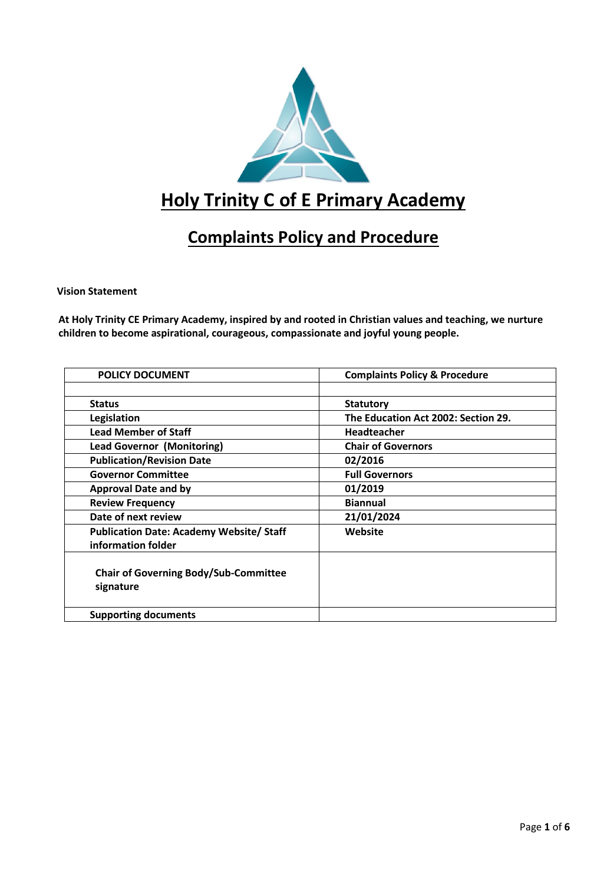# Holy Trinity C of E Primary Academy

## Complaints Policy and Procedure

**Vision Statement**

**At Holy Trinity CE Primary Academy, inspired by and rooted in Christian values and teaching, we nurture children to become aspirational, courageous, compassionate and joyful young people.**

| POLICY DOCUMENT | Complaints Policy & Procedure |
|---|---|
| | |
| Status | Statutory |
| Legislation | The Education Act 2002: Section 29. |
| Lead Member of Staff | Headteacher |
| Lead Governor (Monitoring) | Chair of Governors |
| Publication/Revision Date | 02/2016 |
| Governor Committee | Full Governors |
| Approval Date and by | 01/2019 |
| Review Frequency | Biannual |
| Date of next review | 21/01/2024 |
| Publication Date: Academy Website/ Staff information folder | Website |
| Chair of Governing Body/Sub-Committee signature | |
| Supporting documents | |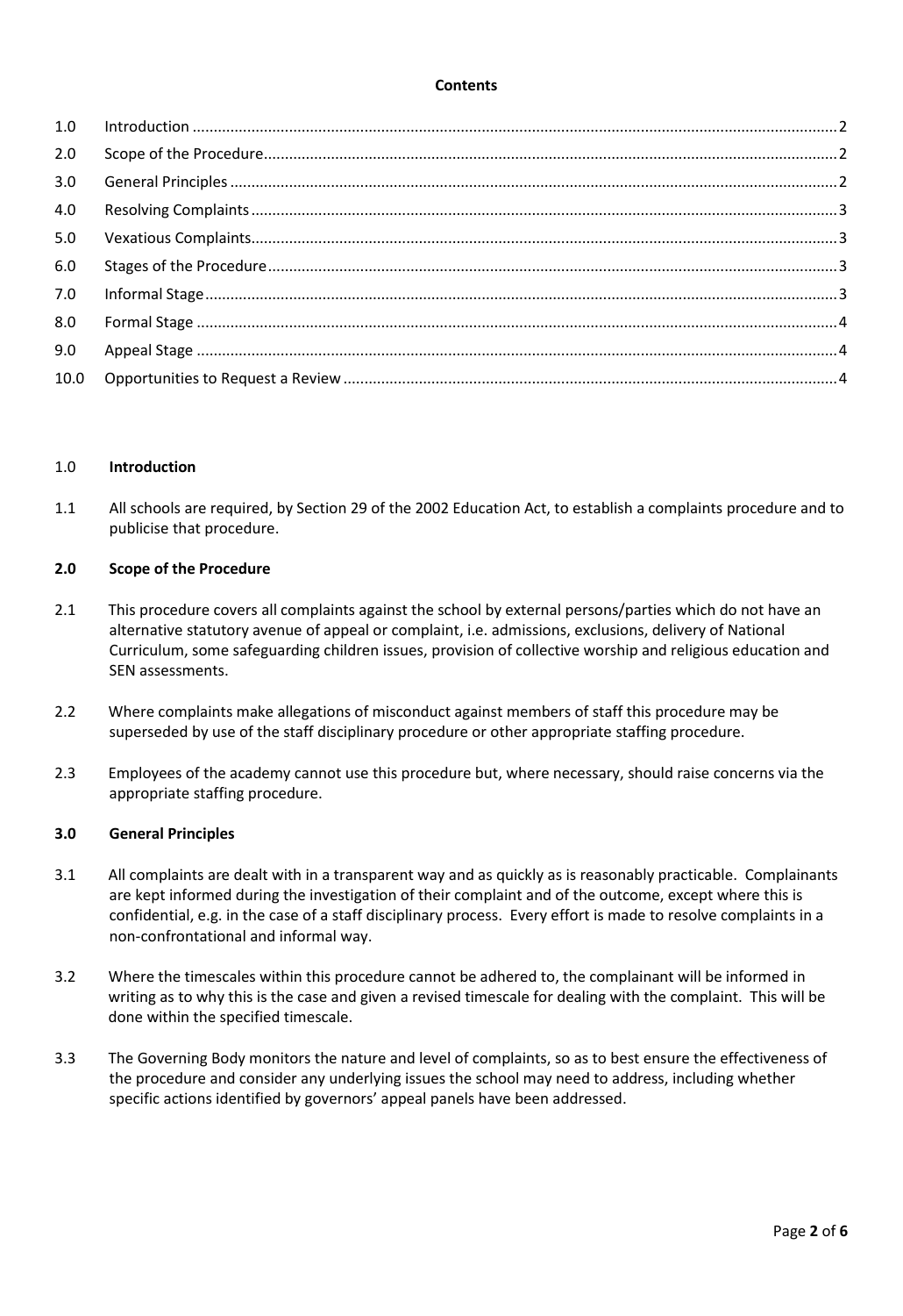**Contents**

| | | |
|---|---|---|
| 1.0 | Introduction | 2 |
| 2.0 | Scope of the Procedure | 2 |
| 3.0 | General Principles | 2 |
| 4.0 | Resolving Complaints | 3 |
| 5.0 | Vexatious Complaints | 3 |
| 6.0 | Stages of the Procedure | 3 |
| 7.0 | Informal Stage | 3 |
| 8.0 | Formal Stage | 4 |
| 9.0 | Appeal Stage | 4 |
| 10.0 | Opportunities to Request a Review | 4 |

## 1.0 Introduction

1.1 All schools are required, by Section 29 of the 2002 Education Act, to establish a complaints procedure and to publicise that procedure.

## 2.0 Scope of the Procedure

2.1 This procedure covers all complaints against the school by external persons/parties which do not have an alternative statutory avenue of appeal or complaint, i.e. admissions, exclusions, delivery of National Curriculum, some safeguarding children issues, provision of collective worship and religious education and SEN assessments.

2.2 Where complaints make allegations of misconduct against members of staff this procedure may be superseded by use of the staff disciplinary procedure or other appropriate staffing procedure.

2.3 Employees of the academy cannot use this procedure but, where necessary, should raise concerns via the appropriate staffing procedure.

## 3.0 General Principles

3.1 All complaints are dealt with in a transparent way and as quickly as is reasonably practicable. Complainants are kept informed during the investigation of their complaint and of the outcome, except where this is confidential, e.g. in the case of a staff disciplinary process. Every effort is made to resolve complaints in a non-confrontational and informal way.

3.2 Where the timescales within this procedure cannot be adhered to, the complainant will be informed in writing as to why this is the case and given a revised timescale for dealing with the complaint. This will be done within the specified timescale.

3.3 The Governing Body monitors the nature and level of complaints, so as to best ensure the effectiveness of the procedure and consider any underlying issues the school may need to address, including whether specific actions identified by governors' appeal panels have been addressed.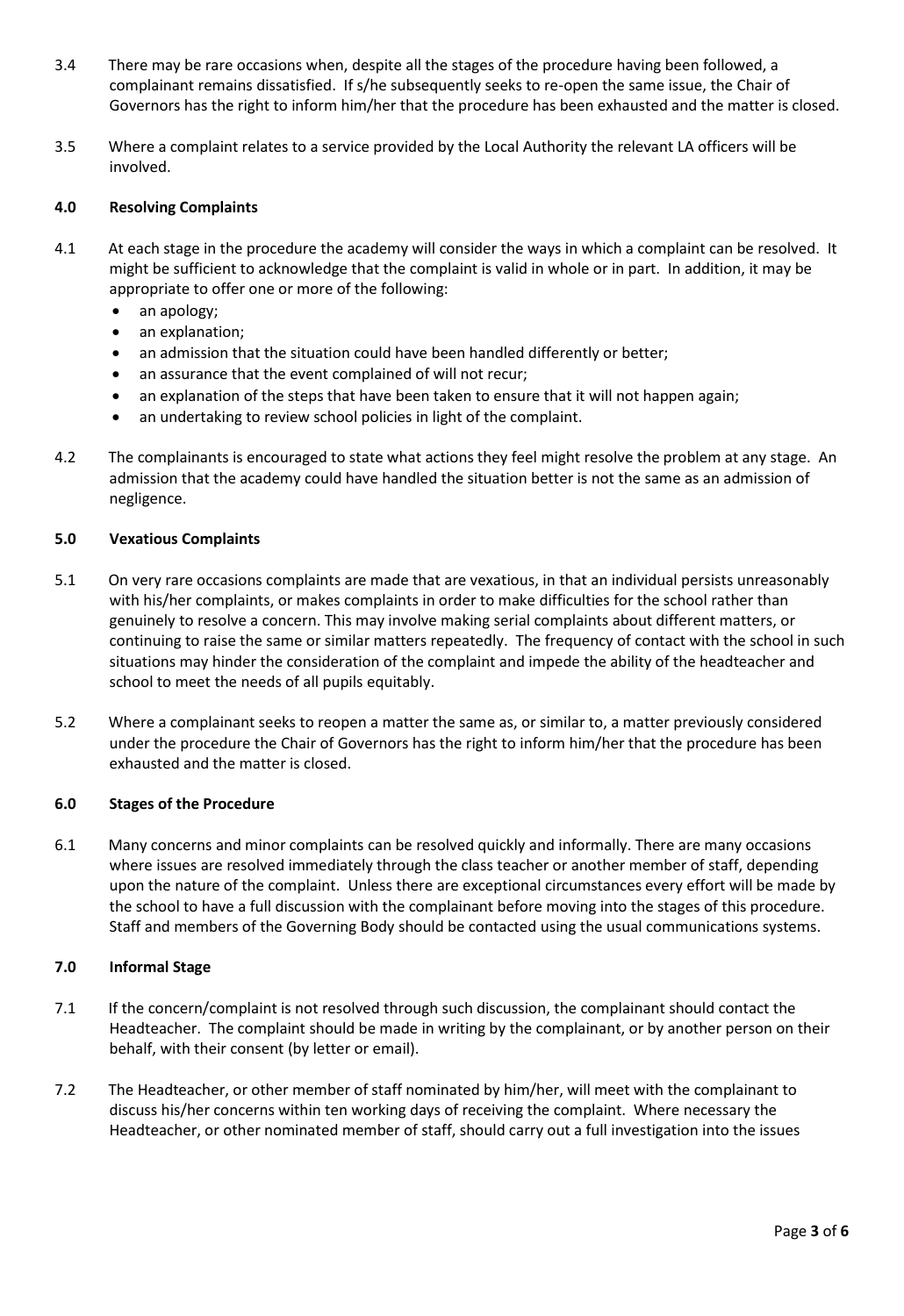3.4 There may be rare occasions when, despite all the stages of the procedure having been followed, a complainant remains dissatisfied. If s/he subsequently seeks to re-open the same issue, the Chair of Governors has the right to inform him/her that the procedure has been exhausted and the matter is closed.

3.5 Where a complaint relates to a service provided by the Local Authority the relevant LA officers will be involved.

## 4.0 Resolving Complaints

4.1 At each stage in the procedure the academy will consider the ways in which a complaint can be resolved. It might be sufficient to acknowledge that the complaint is valid in whole or in part. In addition, it may be appropriate to offer one or more of the following:

- an apology;
- an explanation;
- an admission that the situation could have been handled differently or better;
- an assurance that the event complained of will not recur;
- an explanation of the steps that have been taken to ensure that it will not happen again;
- an undertaking to review school policies in light of the complaint.

4.2 The complainants is encouraged to state what actions they feel might resolve the problem at any stage. An admission that the academy could have handled the situation better is not the same as an admission of negligence.

## 5.0 Vexatious Complaints

5.1 On very rare occasions complaints are made that are vexatious, in that an individual persists unreasonably with his/her complaints, or makes complaints in order to make difficulties for the school rather than genuinely to resolve a concern. This may involve making serial complaints about different matters, or continuing to raise the same or similar matters repeatedly. The frequency of contact with the school in such situations may hinder the consideration of the complaint and impede the ability of the headteacher and school to meet the needs of all pupils equitably.

5.2 Where a complainant seeks to reopen a matter the same as, or similar to, a matter previously considered under the procedure the Chair of Governors has the right to inform him/her that the procedure has been exhausted and the matter is closed.

## 6.0 Stages of the Procedure

6.1 Many concerns and minor complaints can be resolved quickly and informally. There are many occasions where issues are resolved immediately through the class teacher or another member of staff, depending upon the nature of the complaint. Unless there are exceptional circumstances every effort will be made by the school to have a full discussion with the complainant before moving into the stages of this procedure. Staff and members of the Governing Body should be contacted using the usual communications systems.

## 7.0 Informal Stage

7.1 If the concern/complaint is not resolved through such discussion, the complainant should contact the Headteacher. The complaint should be made in writing by the complainant, or by another person on their behalf, with their consent (by letter or email).

7.2 The Headteacher, or other member of staff nominated by him/her, will meet with the complainant to discuss his/her concerns within ten working days of receiving the complaint. Where necessary the Headteacher, or other nominated member of staff, should carry out a full investigation into the issues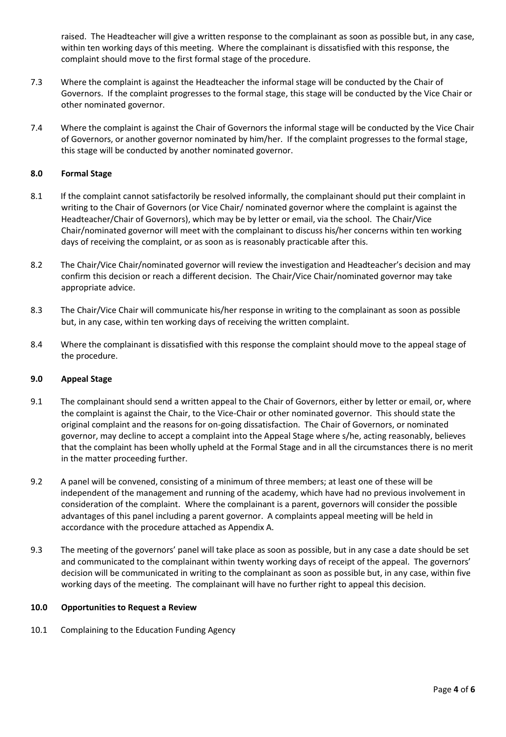raised. The Headteacher will give a written response to the complainant as soon as possible but, in any case, within ten working days of this meeting. Where the complainant is dissatisfied with this response, the complaint should move to the first formal stage of the procedure.

7.3 Where the complaint is against the Headteacher the informal stage will be conducted by the Chair of Governors. If the complaint progresses to the formal stage, this stage will be conducted by the Vice Chair or other nominated governor.

7.4 Where the complaint is against the Chair of Governors the informal stage will be conducted by the Vice Chair of Governors, or another governor nominated by him/her. If the complaint progresses to the formal stage, this stage will be conducted by another nominated governor.

## 8.0 Formal Stage

8.1 If the complaint cannot satisfactorily be resolved informally, the complainant should put their complaint in writing to the Chair of Governors (or Vice Chair/ nominated governor where the complaint is against the Headteacher/Chair of Governors), which may be by letter or email, via the school. The Chair/Vice Chair/nominated governor will meet with the complainant to discuss his/her concerns within ten working days of receiving the complaint, or as soon as is reasonably practicable after this.

8.2 The Chair/Vice Chair/nominated governor will review the investigation and Headteacher's decision and may confirm this decision or reach a different decision. The Chair/Vice Chair/nominated governor may take appropriate advice.

8.3 The Chair/Vice Chair will communicate his/her response in writing to the complainant as soon as possible but, in any case, within ten working days of receiving the written complaint.

8.4 Where the complainant is dissatisfied with this response the complaint should move to the appeal stage of the procedure.

## 9.0 Appeal Stage

9.1 The complainant should send a written appeal to the Chair of Governors, either by letter or email, or, where the complaint is against the Chair, to the Vice-Chair or other nominated governor. This should state the original complaint and the reasons for on-going dissatisfaction. The Chair of Governors, or nominated governor, may decline to accept a complaint into the Appeal Stage where s/he, acting reasonably, believes that the complaint has been wholly upheld at the Formal Stage and in all the circumstances there is no merit in the matter proceeding further.

9.2 A panel will be convened, consisting of a minimum of three members; at least one of these will be independent of the management and running of the academy, which have had no previous involvement in consideration of the complaint. Where the complainant is a parent, governors will consider the possible advantages of this panel including a parent governor. A complaints appeal meeting will be held in accordance with the procedure attached as Appendix A.

9.3 The meeting of the governors' panel will take place as soon as possible, but in any case a date should be set and communicated to the complainant within twenty working days of receipt of the appeal. The governors' decision will be communicated in writing to the complainant as soon as possible but, in any case, within five working days of the meeting. The complainant will have no further right to appeal this decision.

## 10.0 Opportunities to Request a Review

10.1 Complaining to the Education Funding Agency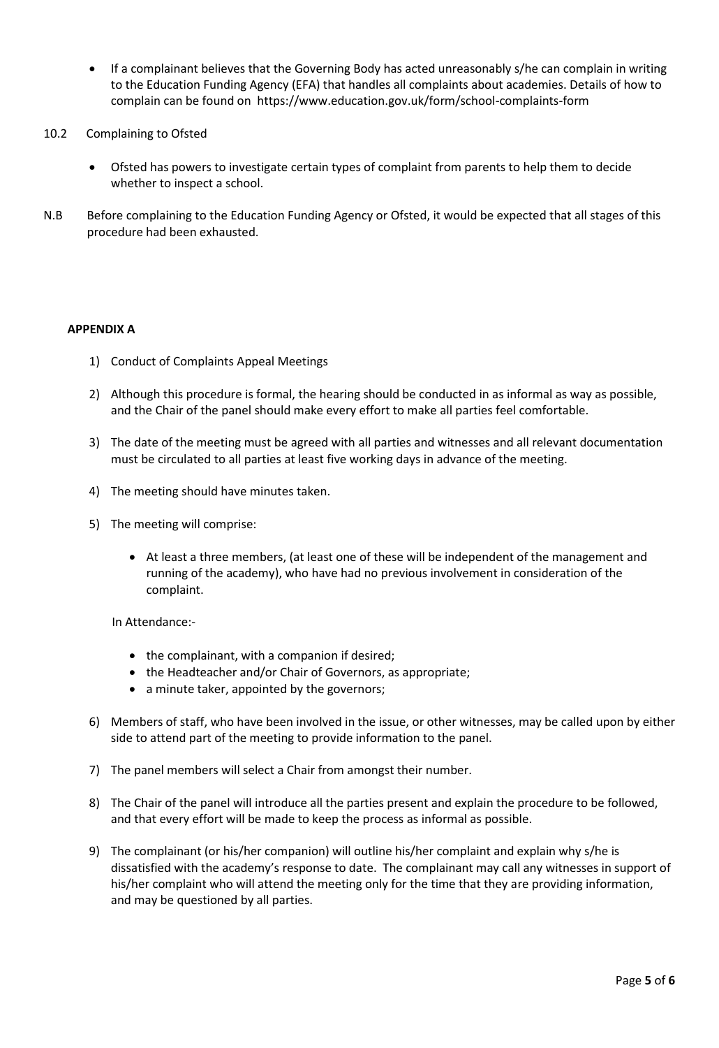- If a complainant believes that the Governing Body has acted unreasonably s/he can complain in writing to the Education Funding Agency (EFA) that handles all complaints about academies. Details of how to complain can be found on https://www.education.gov.uk/form/school-complaints-form

10.2 Complaining to Ofsted

- Ofsted has powers to investigate certain types of complaint from parents to help them to decide whether to inspect a school.

N.B Before complaining to the Education Funding Agency or Ofsted, it would be expected that all stages of this procedure had been exhausted.

**APPENDIX A**

1) Conduct of Complaints Appeal Meetings

2) Although this procedure is formal, the hearing should be conducted in as informal as way as possible, and the Chair of the panel should make every effort to make all parties feel comfortable.

3) The date of the meeting must be agreed with all parties and witnesses and all relevant documentation must be circulated to all parties at least five working days in advance of the meeting.

4) The meeting should have minutes taken.

5) The meeting will comprise:

   - At least a three members, (at least one of these will be independent of the management and running of the academy), who have had no previous involvement in consideration of the complaint.

   In Attendance:-

   - the complainant, with a companion if desired;
   - the Headteacher and/or Chair of Governors, as appropriate;
   - a minute taker, appointed by the governors;

6) Members of staff, who have been involved in the issue, or other witnesses, may be called upon by either side to attend part of the meeting to provide information to the panel.

7) The panel members will select a Chair from amongst their number.

8) The Chair of the panel will introduce all the parties present and explain the procedure to be followed, and that every effort will be made to keep the process as informal as possible.

9) The complainant (or his/her companion) will outline his/her complaint and explain why s/he is dissatisfied with the academy's response to date. The complainant may call any witnesses in support of his/her complaint who will attend the meeting only for the time that they are providing information, and may be questioned by all parties.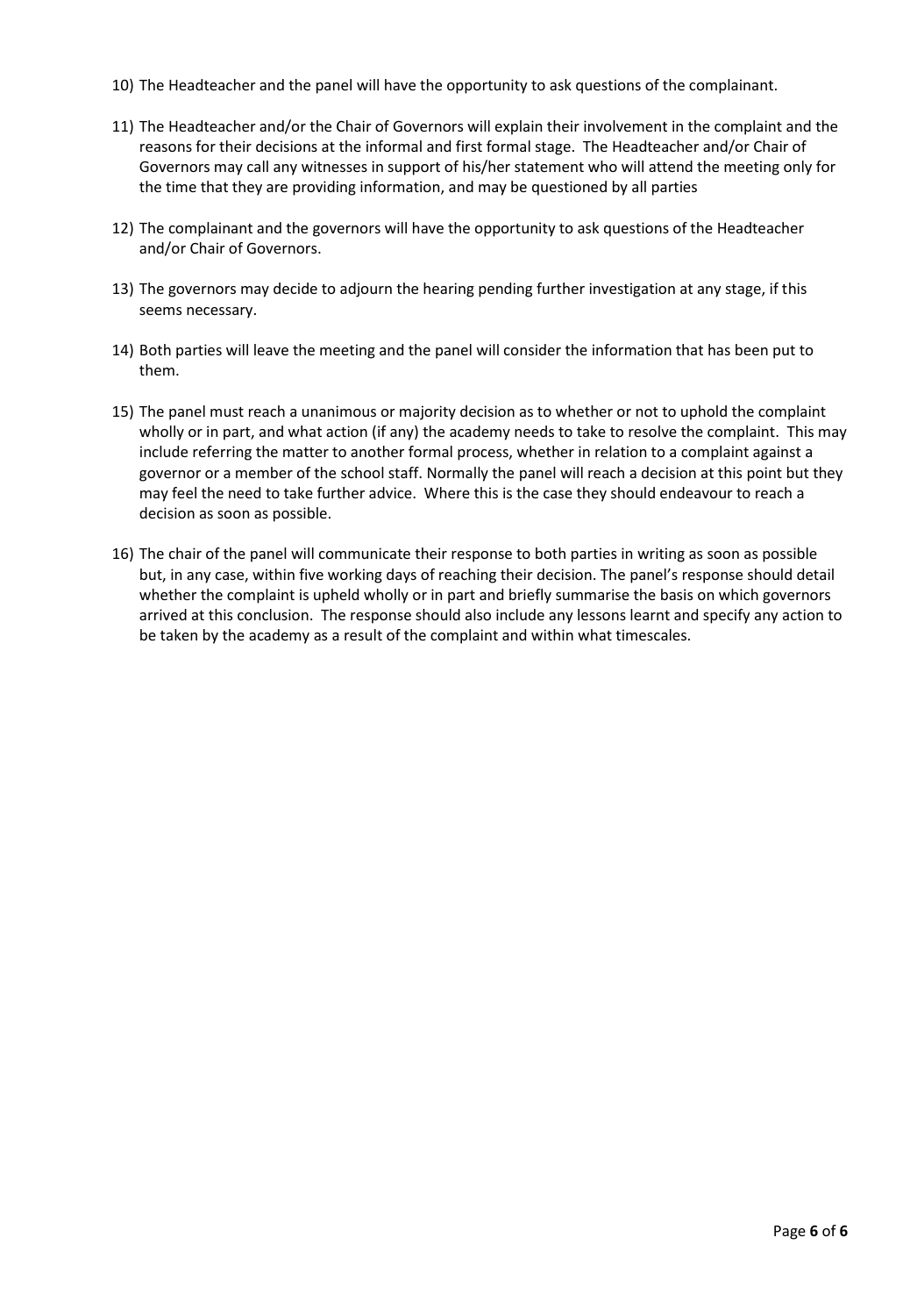10) The Headteacher and the panel will have the opportunity to ask questions of the complainant.

11) The Headteacher and/or the Chair of Governors will explain their involvement in the complaint and the reasons for their decisions at the informal and first formal stage. The Headteacher and/or Chair of Governors may call any witnesses in support of his/her statement who will attend the meeting only for the time that they are providing information, and may be questioned by all parties

12) The complainant and the governors will have the opportunity to ask questions of the Headteacher and/or Chair of Governors.

13) The governors may decide to adjourn the hearing pending further investigation at any stage, if this seems necessary.

14) Both parties will leave the meeting and the panel will consider the information that has been put to them.

15) The panel must reach a unanimous or majority decision as to whether or not to uphold the complaint wholly or in part, and what action (if any) the academy needs to take to resolve the complaint. This may include referring the matter to another formal process, whether in relation to a complaint against a governor or a member of the school staff. Normally the panel will reach a decision at this point but they may feel the need to take further advice. Where this is the case they should endeavour to reach a decision as soon as possible.

16) The chair of the panel will communicate their response to both parties in writing as soon as possible but, in any case, within five working days of reaching their decision. The panel's response should detail whether the complaint is upheld wholly or in part and briefly summarise the basis on which governors arrived at this conclusion. The response should also include any lessons learnt and specify any action to be taken by the academy as a result of the complaint and within what timescales.